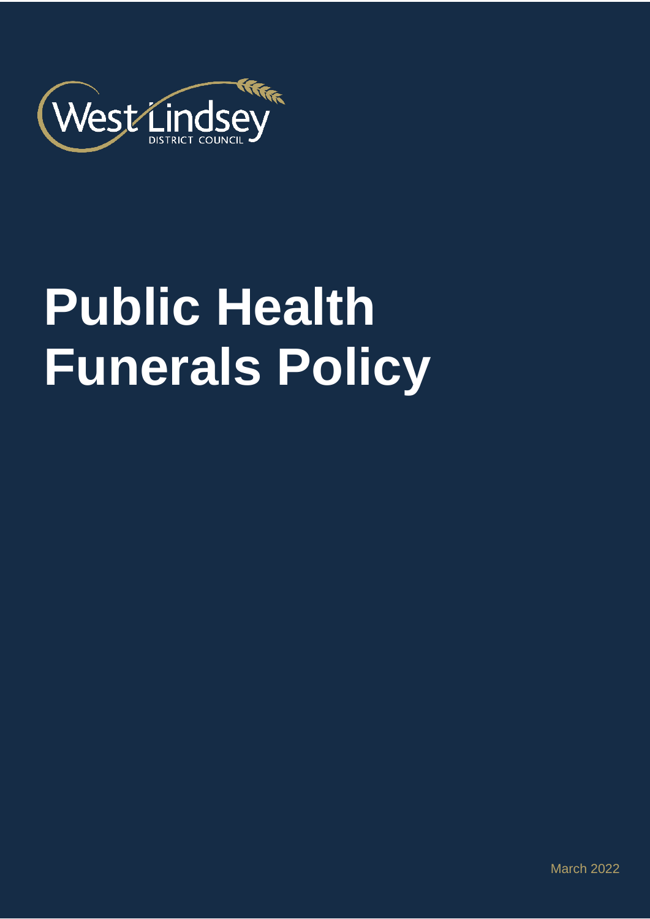West Lindsey
DISTRICT COUNCIL

# Public Health Funerals Policy

March 2022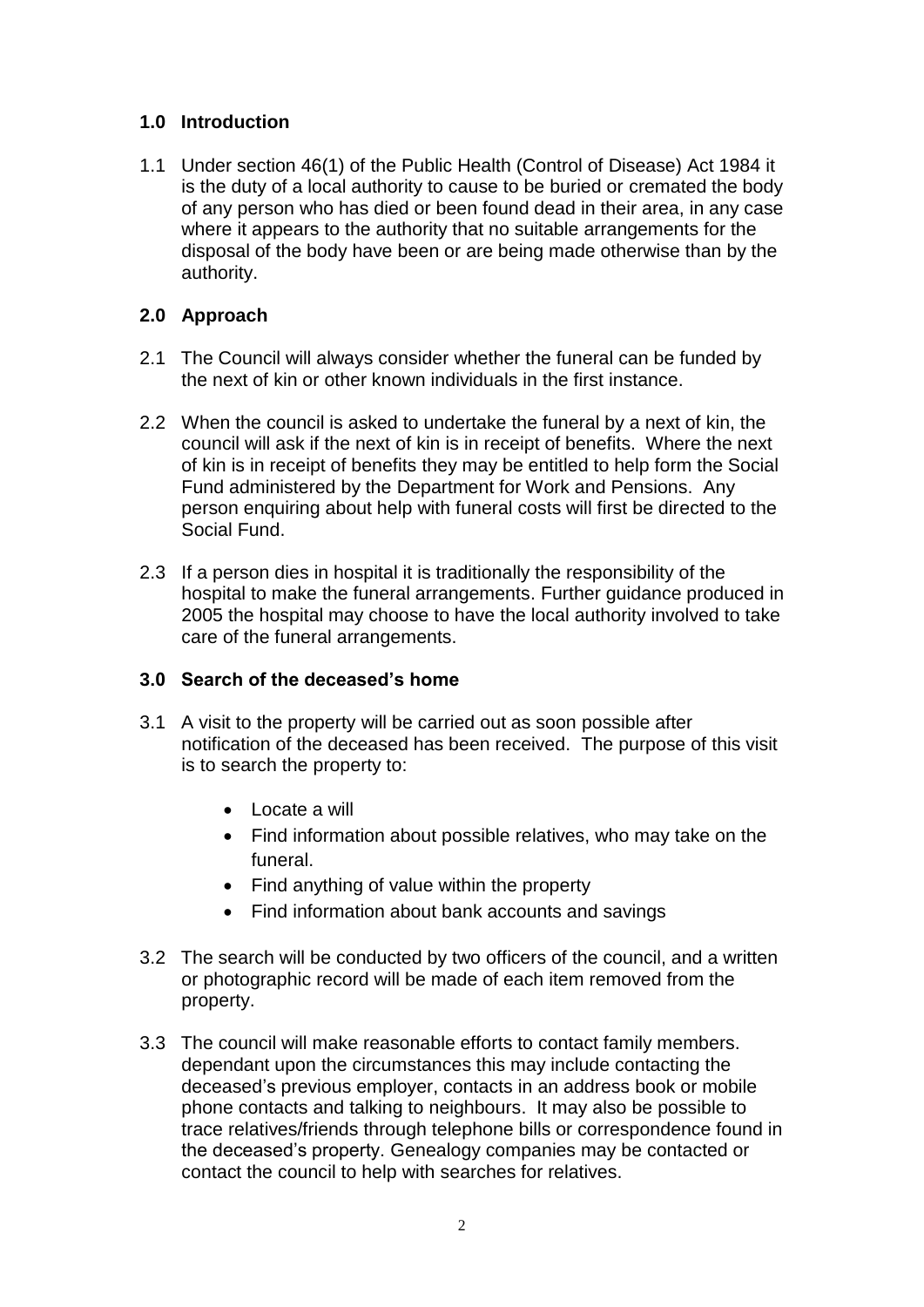## 1.0 Introduction

1.1 Under section 46(1) of the Public Health (Control of Disease) Act 1984 it is the duty of a local authority to cause to be buried or cremated the body of any person who has died or been found dead in their area, in any case where it appears to the authority that no suitable arrangements for the disposal of the body have been or are being made otherwise than by the authority.

## 2.0 Approach

2.1 The Council will always consider whether the funeral can be funded by the next of kin or other known individuals in the first instance.

2.2 When the council is asked to undertake the funeral by a next of kin, the council will ask if the next of kin is in receipt of benefits. Where the next of kin is in receipt of benefits they may be entitled to help form the Social Fund administered by the Department for Work and Pensions. Any person enquiring about help with funeral costs will first be directed to the Social Fund.

2.3 If a person dies in hospital it is traditionally the responsibility of the hospital to make the funeral arrangements. Further guidance produced in 2005 the hospital may choose to have the local authority involved to take care of the funeral arrangements.

## 3.0 Search of the deceased's home

3.1 A visit to the property will be carried out as soon possible after notification of the deceased has been received. The purpose of this visit is to search the property to:

- Locate a will
- Find information about possible relatives, who may take on the funeral.
- Find anything of value within the property
- Find information about bank accounts and savings

3.2 The search will be conducted by two officers of the council, and a written or photographic record will be made of each item removed from the property.

3.3 The council will make reasonable efforts to contact family members. dependant upon the circumstances this may include contacting the deceased's previous employer, contacts in an address book or mobile phone contacts and talking to neighbours. It may also be possible to trace relatives/friends through telephone bills or correspondence found in the deceased's property. Genealogy companies may be contacted or contact the council to help with searches for relatives.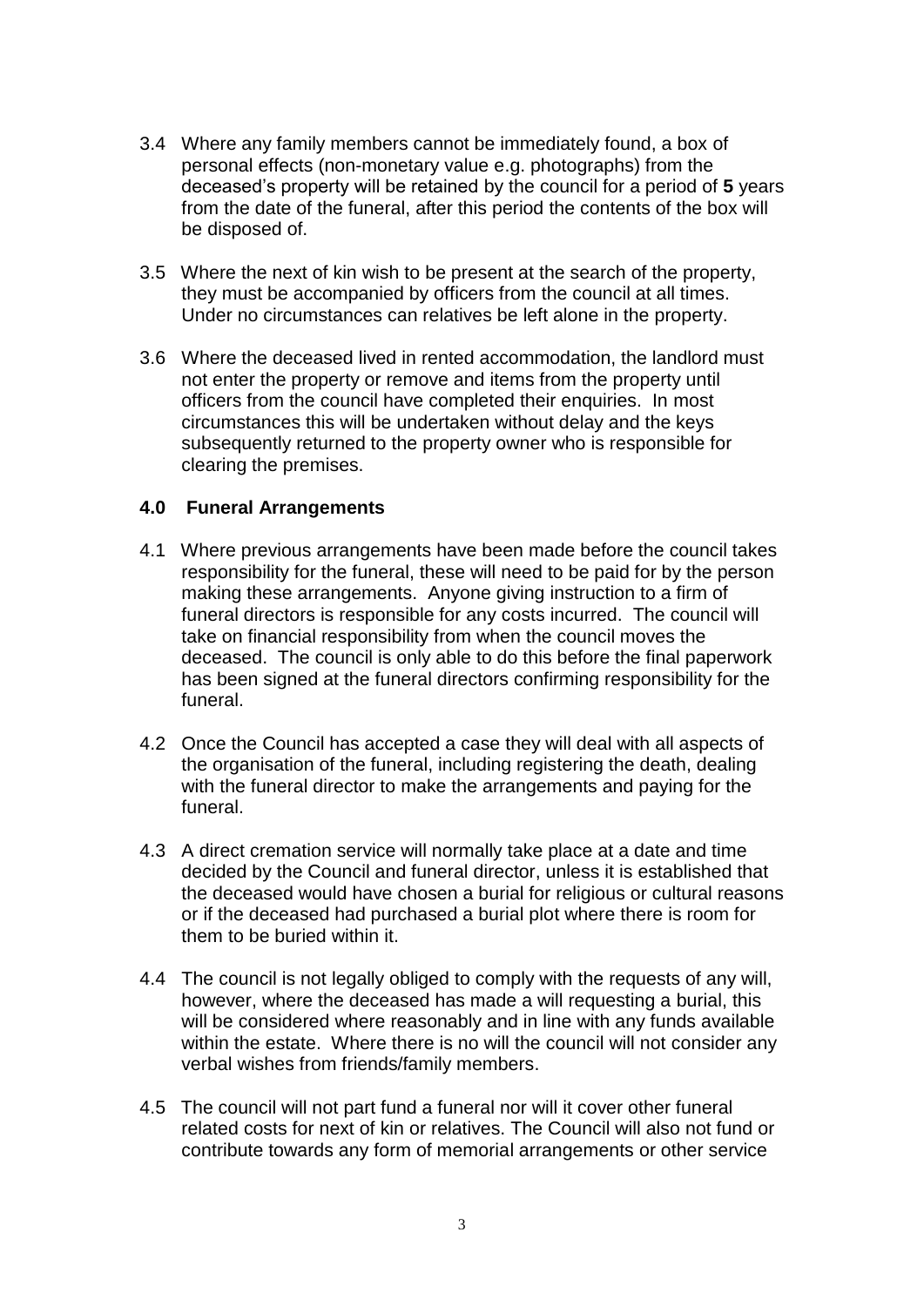3.4 Where any family members cannot be immediately found, a box of personal effects (non-monetary value e.g. photographs) from the deceased's property will be retained by the council for a period of **5** years from the date of the funeral, after this period the contents of the box will be disposed of.

3.5 Where the next of kin wish to be present at the search of the property, they must be accompanied by officers from the council at all times. Under no circumstances can relatives be left alone in the property.

3.6 Where the deceased lived in rented accommodation, the landlord must not enter the property or remove and items from the property until officers from the council have completed their enquiries. In most circumstances this will be undertaken without delay and the keys subsequently returned to the property owner who is responsible for clearing the premises.

## 4.0 Funeral Arrangements

4.1 Where previous arrangements have been made before the council takes responsibility for the funeral, these will need to be paid for by the person making these arrangements. Anyone giving instruction to a firm of funeral directors is responsible for any costs incurred. The council will take on financial responsibility from when the council moves the deceased. The council is only able to do this before the final paperwork has been signed at the funeral directors confirming responsibility for the funeral.

4.2 Once the Council has accepted a case they will deal with all aspects of the organisation of the funeral, including registering the death, dealing with the funeral director to make the arrangements and paying for the funeral.

4.3 A direct cremation service will normally take place at a date and time decided by the Council and funeral director, unless it is established that the deceased would have chosen a burial for religious or cultural reasons or if the deceased had purchased a burial plot where there is room for them to be buried within it.

4.4 The council is not legally obliged to comply with the requests of any will, however, where the deceased has made a will requesting a burial, this will be considered where reasonably and in line with any funds available within the estate. Where there is no will the council will not consider any verbal wishes from friends/family members.

4.5 The council will not part fund a funeral nor will it cover other funeral related costs for next of kin or relatives. The Council will also not fund or contribute towards any form of memorial arrangements or other service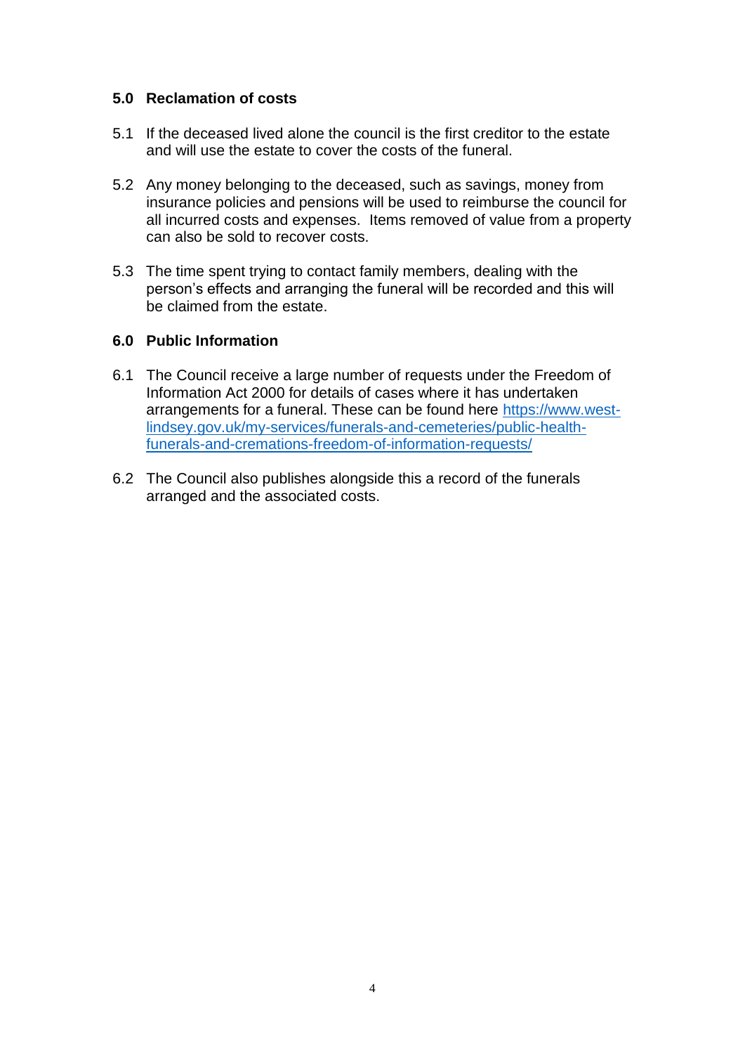## 5.0 Reclamation of costs

5.1 If the deceased lived alone the council is the first creditor to the estate and will use the estate to cover the costs of the funeral.

5.2 Any money belonging to the deceased, such as savings, money from insurance policies and pensions will be used to reimburse the council for all incurred costs and expenses. Items removed of value from a property can also be sold to recover costs.

5.3 The time spent trying to contact family members, dealing with the person's effects and arranging the funeral will be recorded and this will be claimed from the estate.

## 6.0 Public Information

6.1 The Council receive a large number of requests under the Freedom of Information Act 2000 for details of cases where it has undertaken arrangements for a funeral. These can be found here [https://www.west-lindsey.gov.uk/my-services/funerals-and-cemeteries/public-health-funerals-and-cremations-freedom-of-information-requests/](https://www.west-lindsey.gov.uk/my-services/funerals-and-cemeteries/public-health-funerals-and-cremations-freedom-of-information-requests/)

6.2 The Council also publishes alongside this a record of the funerals arranged and the associated costs.